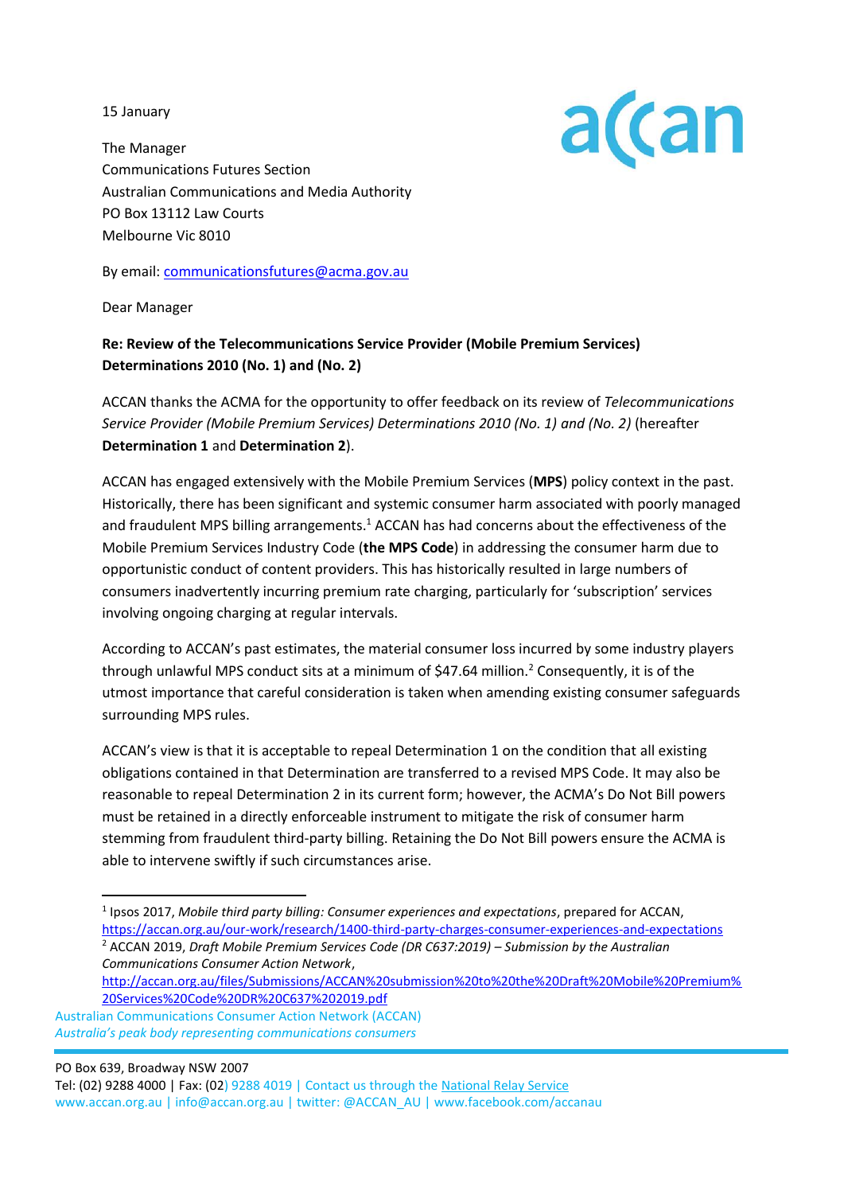15 January

The Manager
Communications Futures Section
Australian Communications and Media Authority
PO Box 13112 Law Courts
Melbourne Vic 8010

By email: communicationsfutures@acma.gov.au

Dear Manager

**Re: Review of the Telecommunications Service Provider (Mobile Premium Services) Determinations 2010 (No. 1) and (No. 2)**

ACCAN thanks the ACMA for the opportunity to offer feedback on its review of *Telecommunications Service Provider (Mobile Premium Services) Determinations 2010 (No. 1) and (No. 2)* (hereafter **Determination 1** and **Determination 2**).

ACCAN has engaged extensively with the Mobile Premium Services (**MPS**) policy context in the past. Historically, there has been significant and systemic consumer harm associated with poorly managed and fraudulent MPS billing arrangements.[1] ACCAN has had concerns about the effectiveness of the Mobile Premium Services Industry Code (**the MPS Code**) in addressing the consumer harm due to opportunistic conduct of content providers. This has historically resulted in large numbers of consumers inadvertently incurring premium rate charging, particularly for 'subscription' services involving ongoing charging at regular intervals.

According to ACCAN's past estimates, the material consumer loss incurred by some industry players through unlawful MPS conduct sits at a minimum of $47.64 million.[2] Consequently, it is of the utmost importance that careful consideration is taken when amending existing consumer safeguards surrounding MPS rules.

ACCAN's view is that it is acceptable to repeal Determination 1 on the condition that all existing obligations contained in that Determination are transferred to a revised MPS Code. It may also be reasonable to repeal Determination 2 in its current form; however, the ACMA's Do Not Bill powers must be retained in a directly enforceable instrument to mitigate the risk of consumer harm stemming from fraudulent third-party billing. Retaining the Do Not Bill powers ensure the ACMA is able to intervene swiftly if such circumstances arise.

---

[1] Ipsos 2017, *Mobile third party billing: Consumer experiences and expectations*, prepared for ACCAN, https://accan.org.au/our-work/research/1400-third-party-charges-consumer-experiences-and-expectations

[2] ACCAN 2019, *Draft Mobile Premium Services Code (DR C637:2019) – Submission by the Australian Communications Consumer Action Network*, http://accan.org.au/files/Submissions/ACCAN%20submission%20to%20the%20Draft%20Mobile%20Premium%20Services%20Code%20DR%20C637%202019.pdf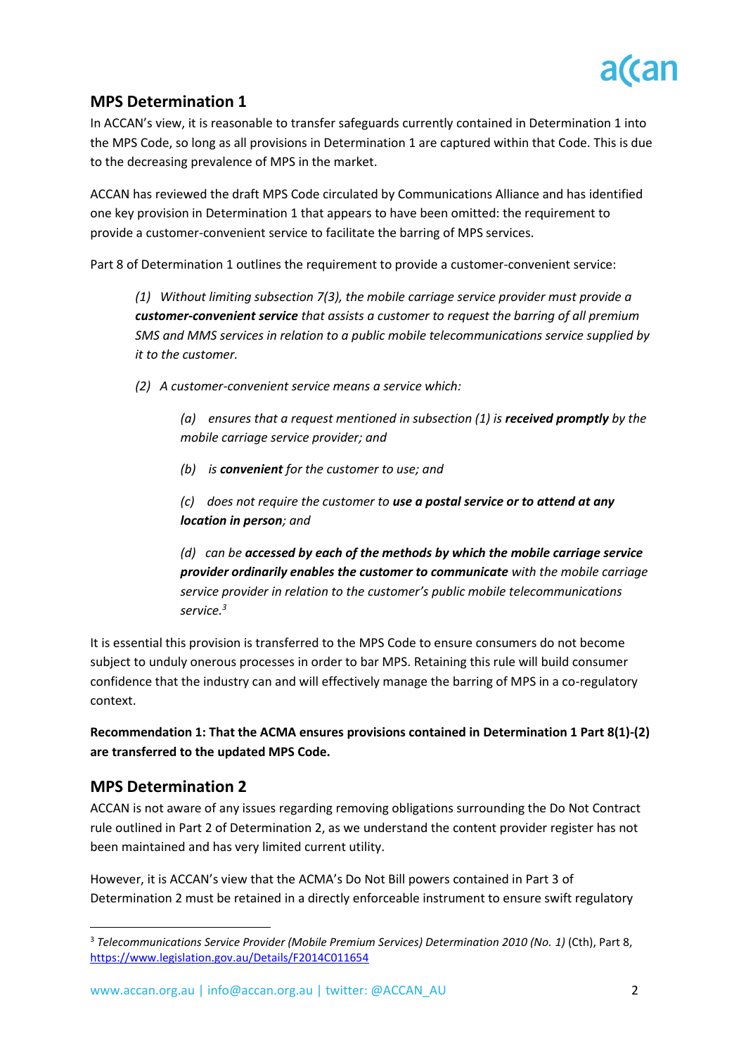## MPS Determination 1

In ACCAN's view, it is reasonable to transfer safeguards currently contained in Determination 1 into the MPS Code, so long as all provisions in Determination 1 are captured within that Code. This is due to the decreasing prevalence of MPS in the market.

ACCAN has reviewed the draft MPS Code circulated by Communications Alliance and has identified one key provision in Determination 1 that appears to have been omitted: the requirement to provide a customer-convenient service to facilitate the barring of MPS services.

Part 8 of Determination 1 outlines the requirement to provide a customer-convenient service:

> *(1) Without limiting subsection 7(3), the mobile carriage service provider must provide a **customer-convenient service** that assists a customer to request the barring of all premium SMS and MMS services in relation to a public mobile telecommunications service supplied by it to the customer.*
>
> *(2) A customer-convenient service means a service which:*
>
> > *(a) ensures that a request mentioned in subsection (1) is **received promptly** by the mobile carriage service provider; and*
> >
> > *(b) is **convenient** for the customer to use; and*
> >
> > *(c) does not require the customer to **use a postal service or to attend at any location in person**; and*
> >
> > *(d) can be **accessed by each of the methods by which the mobile carriage service provider ordinarily enables the customer to communicate** with the mobile carriage service provider in relation to the customer's public mobile telecommunications service.*[3]

It is essential this provision is transferred to the MPS Code to ensure consumers do not become subject to unduly onerous processes in order to bar MPS. Retaining this rule will build consumer confidence that the industry can and will effectively manage the barring of MPS in a co-regulatory context.

**Recommendation 1: That the ACMA ensures provisions contained in Determination 1 Part 8(1)-(2) are transferred to the updated MPS Code.**

## MPS Determination 2

ACCAN is not aware of any issues regarding removing obligations surrounding the Do Not Contract rule outlined in Part 2 of Determination 2, as we understand the content provider register has not been maintained and has very limited current utility.

However, it is ACCAN's view that the ACMA's Do Not Bill powers contained in Part 3 of Determination 2 must be retained in a directly enforceable instrument to ensure swift regulatory

---

[3] *Telecommunications Service Provider (Mobile Premium Services) Determination 2010 (No. 1)* (Cth), Part 8, https://www.legislation.gov.au/Details/F2014C011654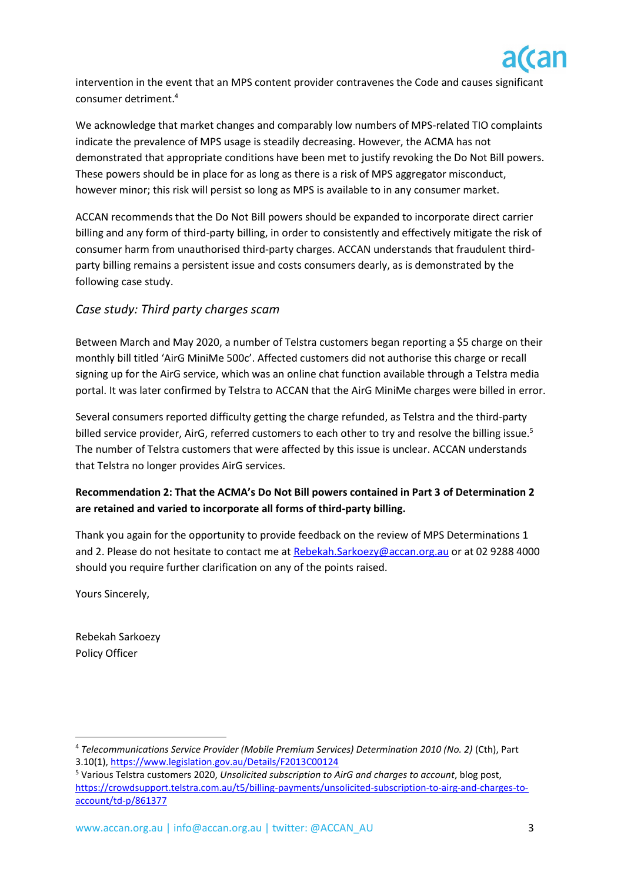intervention in the event that an MPS content provider contravenes the Code and causes significant consumer detriment.[4]

We acknowledge that market changes and comparably low numbers of MPS-related TIO complaints indicate the prevalence of MPS usage is steadily decreasing. However, the ACMA has not demonstrated that appropriate conditions have been met to justify revoking the Do Not Bill powers. These powers should be in place for as long as there is a risk of MPS aggregator misconduct, however minor; this risk will persist so long as MPS is available to in any consumer market.

ACCAN recommends that the Do Not Bill powers should be expanded to incorporate direct carrier billing and any form of third-party billing, in order to consistently and effectively mitigate the risk of consumer harm from unauthorised third-party charges. ACCAN understands that fraudulent third-party billing remains a persistent issue and costs consumers dearly, as is demonstrated by the following case study.

### *Case study: Third party charges scam*

Between March and May 2020, a number of Telstra customers began reporting a $5 charge on their monthly bill titled 'AirG MiniMe 500c'. Affected customers did not authorise this charge or recall signing up for the AirG service, which was an online chat function available through a Telstra media portal. It was later confirmed by Telstra to ACCAN that the AirG MiniMe charges were billed in error.

Several consumers reported difficulty getting the charge refunded, as Telstra and the third-party billed service provider, AirG, referred customers to each other to try and resolve the billing issue.[5] The number of Telstra customers that were affected by this issue is unclear. ACCAN understands that Telstra no longer provides AirG services.

**Recommendation 2: That the ACMA's Do Not Bill powers contained in Part 3 of Determination 2 are retained and varied to incorporate all forms of third-party billing.**

Thank you again for the opportunity to provide feedback on the review of MPS Determinations 1 and 2. Please do not hesitate to contact me at Rebekah.Sarkoezy@accan.org.au or at 02 9288 4000 should you require further clarification on any of the points raised.

Yours Sincerely,

Rebekah Sarkoezy
Policy Officer

---

[4] *Telecommunications Service Provider (Mobile Premium Services) Determination 2010 (No. 2)* (Cth), Part 3.10(1), https://www.legislation.gov.au/Details/F2013C00124

[5] Various Telstra customers 2020, *Unsolicited subscription to AirG and charges to account*, blog post, https://crowdsupport.telstra.com.au/t5/billing-payments/unsolicited-subscription-to-airg-and-charges-to-account/td-p/861377